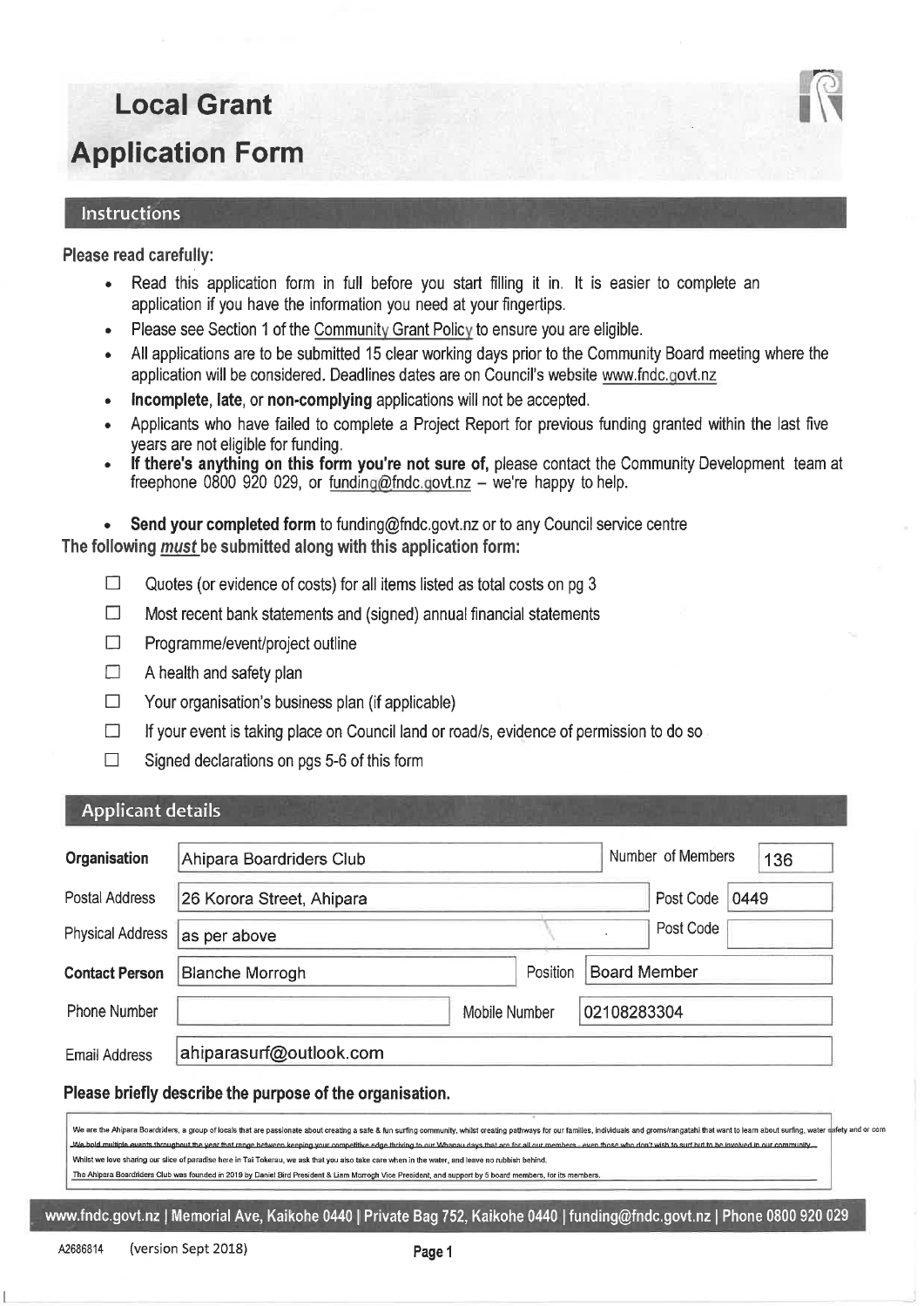# Local Grant Application Form

## Instructions

**Please read carefully:**

- Read this application form in full before you start filling it in. It is easier to complete an application if you have the information you need at your fingertips.
- Please see Section 1 of the Community Grant Policy to ensure you are eligible.
- All applications are to be submitted 15 clear working days prior to the Community Board meeting where the application will be considered. Deadlines dates are on Council's website www.fndc.govt.nz
- **Incomplete**, **late**, or **non-complying** applications will not be accepted.
- Applicants who have failed to complete a Project Report for previous funding granted within the last five years are not eligible for funding.
- **If there's anything on this form you're not sure of,** please contact the Community Development team at freephone 0800 920 029, or funding@fndc.govt.nz – we're happy to help.
- **Send your completed form** to funding@fndc.govt.nz or to any Council service centre

**The following *must* be submitted along with this application form:**

- ☐ Quotes (or evidence of costs) for all items listed as total costs on pg 3
- ☐ Most recent bank statements and (signed) annual financial statements
- ☐ Programme/event/project outline
- ☐ A health and safety plan
- ☐ Your organisation's business plan (if applicable)
- ☐ If your event is taking place on Council land or road/s, evidence of permission to do so
- ☐ Signed declarations on pgs 5-6 of this form

## Applicant details

| | | | |
|---|---|---|---|
| **Organisation** | Ahipara Boardriders Club | Number of Members | 136 |
| Postal Address | 26 Korora Street, Ahipara | Post Code | 0449 |
| Physical Address | as per above | Post Code | |
| **Contact Person** | Blanche Morrogh | Position | Board Member |
| Phone Number | | Mobile Number | 02108283304 |
| Email Address | ahiparasurf@outlook.com | | |

**Please briefly describe the purpose of the organisation.**

We are the Ahipara Boardriders, a group of locals that are passionate about creating a safe & fun surfing community, whilst creating pathways for our families, individuals and groms/rangatahi that want to learn about surfing, water safety and or com

We hold multiple events throughout the year that range between keeping your competitive edge thriving to our Whanau days that are for all our members - even those who don't wish to surf but to be involved in our community.

Whilst we love sharing our slice of paradise here in Tai Tokerau, we ask that you also take care when in the water, and leave no rubbish behind.

The Ahipara Boardriders Club was founded in 2019 by Daniel Bird President & Liam Morrogh Vice President, and support by 5 board members, for its members.

www.fndc.govt.nz | Memorial Ave, Kaikohe 0440 | Private Bag 752, Kaikohe 0440 | funding@fndc.govt.nz | Phone 0800 920 029

A2686814 (version Sept 2018)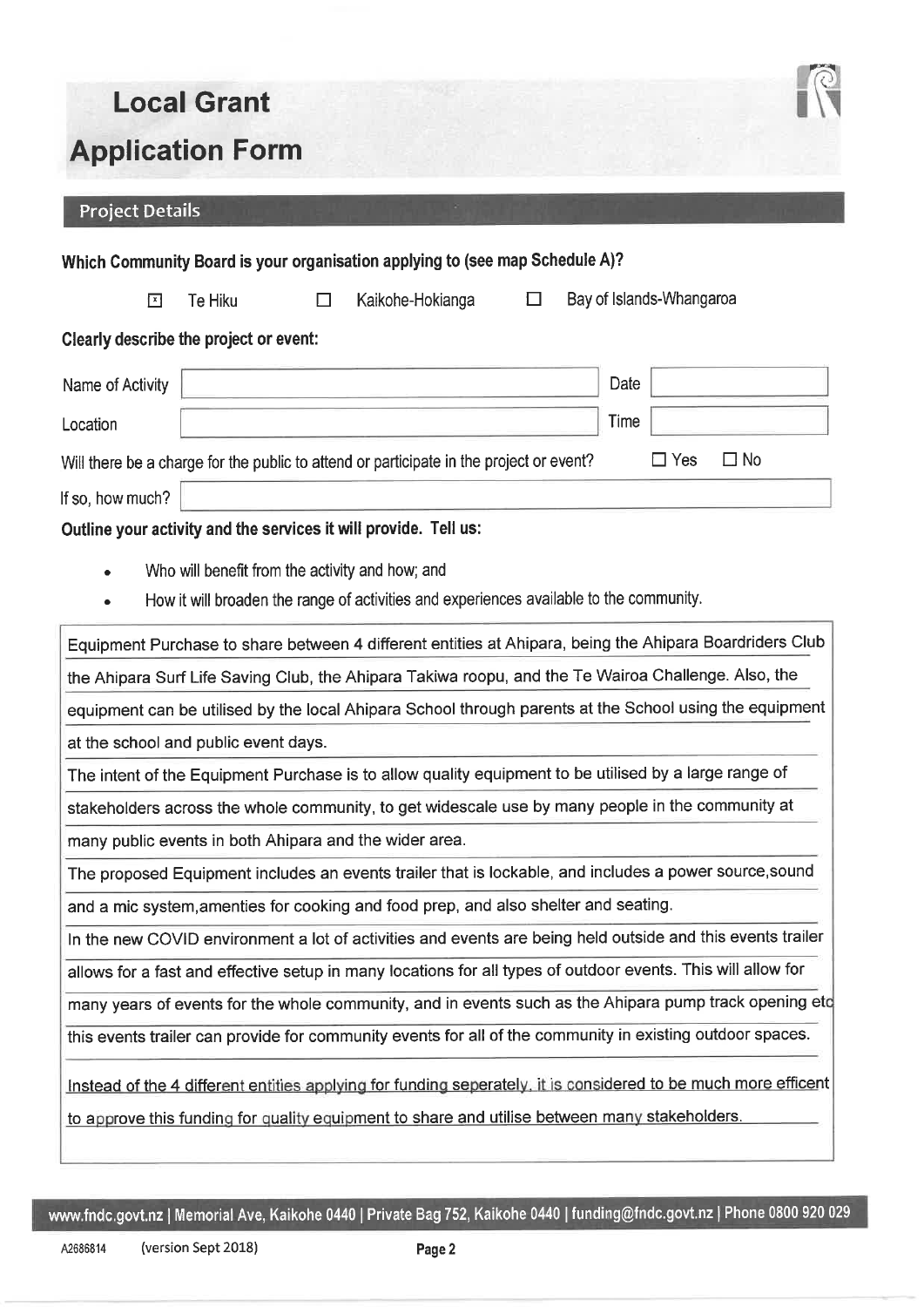# Local Grant

# Application Form

## Project Details

**Which Community Board is your organisation applying to (see map Schedule A)?**

- [x] Te Hiku
- [ ] Kaikohe-Hokianga
- [ ] Bay of Islands-Whangaroa

**Clearly describe the project or event:**

| | | | |
|---|---|---|---|
| Name of Activity | | Date | |
| Location | | Time | |

Will there be a charge for the public to attend or participate in the project or event? ☐ Yes ☐ No

If so, how much?

**Outline your activity and the services it will provide. Tell us:**

- Who will benefit from the activity and how; and
- How it will broaden the range of activities and experiences available to the community.

Equipment Purchase to share between 4 different entities at Ahipara, being the Ahipara Boardriders Club the Ahipara Surf Life Saving Club, the Ahipara Takiwa roopu, and the Te Wairoa Challenge. Also, the equipment can be utilised by the local Ahipara School through parents at the School using the equipment at the school and public event days.

The intent of the Equipment Purchase is to allow quality equipment to be utilised by a large range of stakeholders across the whole community, to get widescale use by many people in the community at many public events in both Ahipara and the wider area.

The proposed Equipment includes an events trailer that is lockable, and includes a power source,sound and a mic system,amenties for cooking and food prep, and also shelter and seating.

In the new COVID environment a lot of activities and events are being held outside and this events trailer allows for a fast and effective setup in many locations for all types of outdoor events. This will allow for many years of events for the whole community, and in events such as the Ahipara pump track opening etc this events trailer can provide for community events for all of the community in existing outdoor spaces.

<u>Instead of the 4 different entities applying for funding seperately, it is considered to be much more efficent to approve this funding for quality equipment to share and utilise between many stakeholders.</u>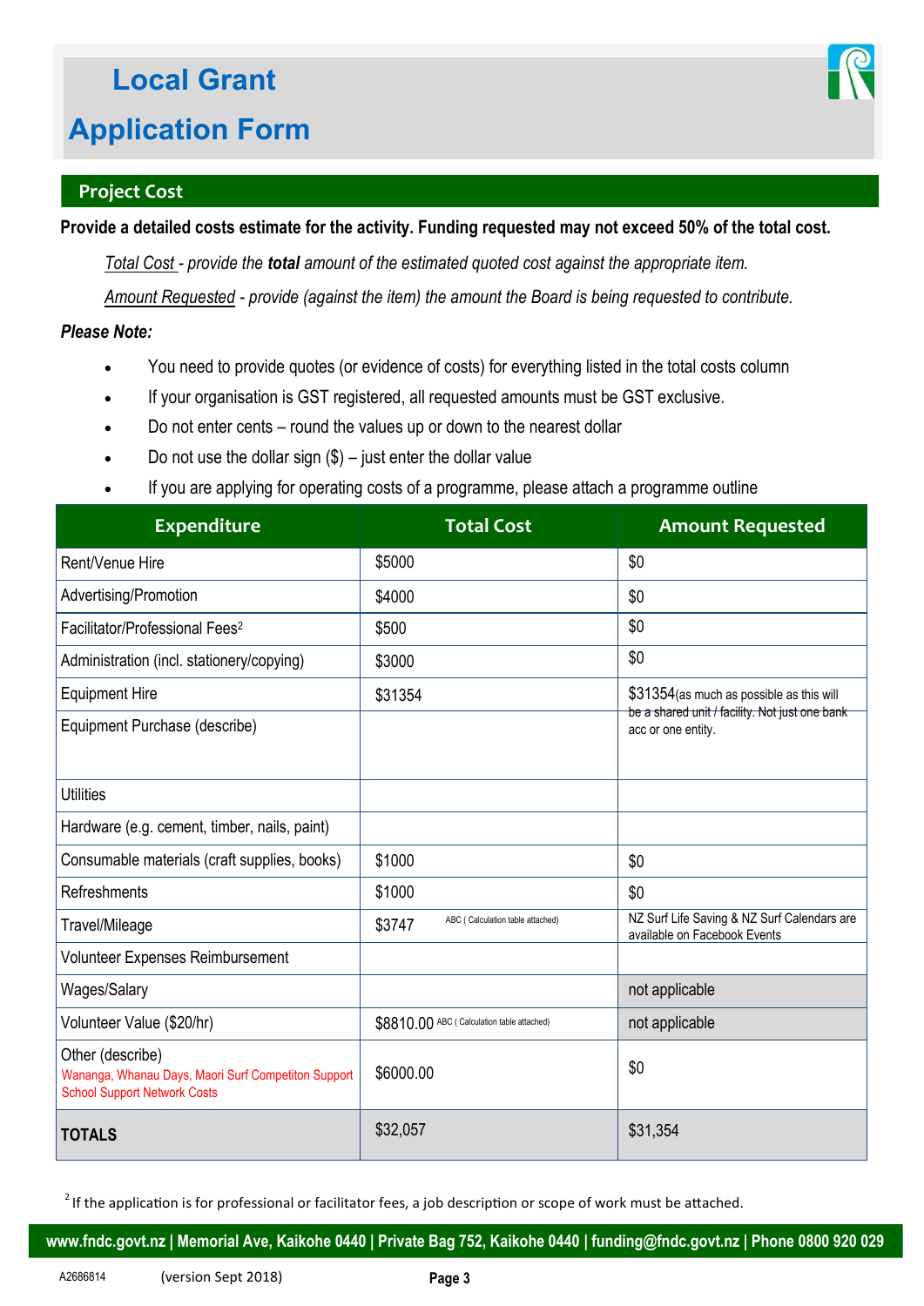# Local Grant Application Form

## Project Cost

**Provide a detailed costs estimate for the activity. Funding requested may not exceed 50% of the total cost.**

*Total Cost - provide the **total** amount of the estimated quoted cost against the appropriate item.*

*Amount Requested - provide (against the item) the amount the Board is being requested to contribute.*

***Please Note:***

- You need to provide quotes (or evidence of costs) for everything listed in the total costs column
- If your organisation is GST registered, all requested amounts must be GST exclusive.
- Do not enter cents – round the values up or down to the nearest dollar
- Do not use the dollar sign ($) – just enter the dollar value
- If you are applying for operating costs of a programme, please attach a programme outline

| Expenditure | Total Cost | Amount Requested |
|---|---|---|
| Rent/Venue Hire | $5000 | $0 |
| Advertising/Promotion | $4000 | $0 |
| Facilitator/Professional Fees[2] | $500 | $0 |
| Administration (incl. stationery/copying) | $3000 | $0 |
| Equipment Hire | $31354 | $31354(as much as possible as this will be a shared unit / facility. Not just one bank acc or one entity. |
| Equipment Purchase (describe) | | |
| Utilities | | |
| Hardware (e.g. cement, timber, nails, paint) | | |
| Consumable materials (craft supplies, books) | $1000 | $0 |
| Refreshments | $1000 | $0 |
| Travel/Mileage | $3747 ABC ( Calculation table attached) | NZ Surf Life Saving & NZ Surf Calendars are available on Facebook Events |
| Volunteer Expenses Reimbursement | | |
| Wages/Salary | | not applicable |
| Volunteer Value ($20/hr) | $8810.00 ABC ( Calculation table attached) | not applicable |
| Other (describe) Wananga, Whanau Days, Maori Surf Competiton Support School Support Network Costs | $6000.00 | $0 |
| **TOTALS** | $32,057 | $31,354 |

[2] If the application is for professional or facilitator fees, a job description or scope of work must be attached.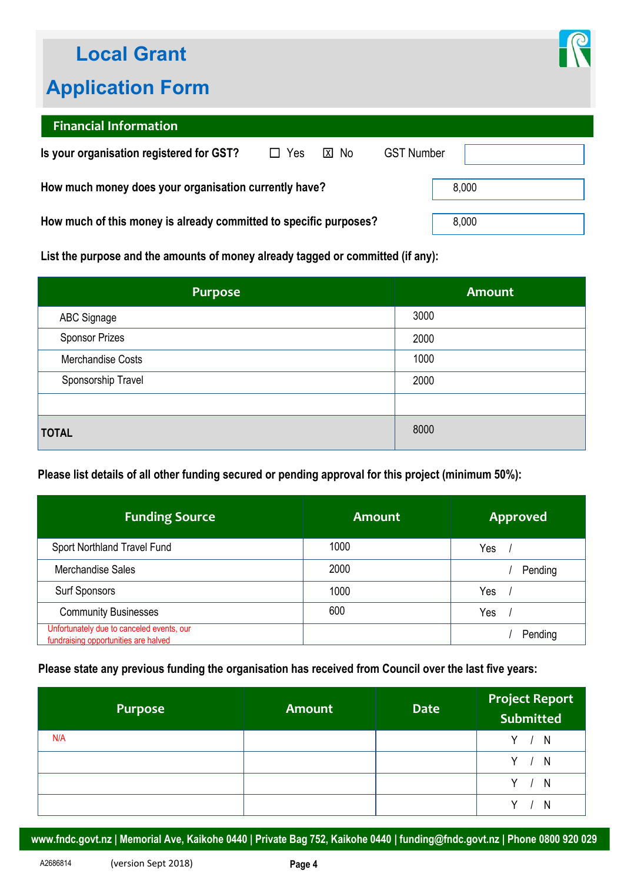# Local Grant Application Form

## Financial Information

**Is your organisation registered for GST?** ☐ Yes ☒ No GST Number

**How much money does your organisation currently have?** 8,000

**How much of this money is already committed to specific purposes?** 8,000

**List the purpose and the amounts of money already tagged or committed (if any):**

| Purpose | Amount |
|---|---|
| ABC Signage | 3000 |
| Sponsor Prizes | 2000 |
| Merchandise Costs | 1000 |
| Sponsorship Travel | 2000 |
| | |
| **TOTAL** | 8000 |

**Please list details of all other funding secured or pending approval for this project (minimum 50%):**

| Funding Source | Amount | Approved |
|---|---|---|
| Sport Northland Travel Fund | 1000 | Yes / |
| Merchandise Sales | 2000 | / Pending |
| Surf Sponsors | 1000 | Yes / |
| Community Businesses | 600 | Yes / |
| Unfortunately due to canceled events, our fundraising opportunities are halved | | / Pending |

**Please state any previous funding the organisation has received from Council over the last five years:**

| Purpose | Amount | Date | Project Report Submitted |
|---|---|---|---|
| N/A | | | Y / N |
| | | | Y / N |
| | | | Y / N |
| | | | Y / N |

**www.fndc.govt.nz | Memorial Ave, Kaikohe 0440 | Private Bag 752, Kaikohe 0440 | funding@fndc.govt.nz | Phone 0800 920 029**

A2686814 (version Sept 2018)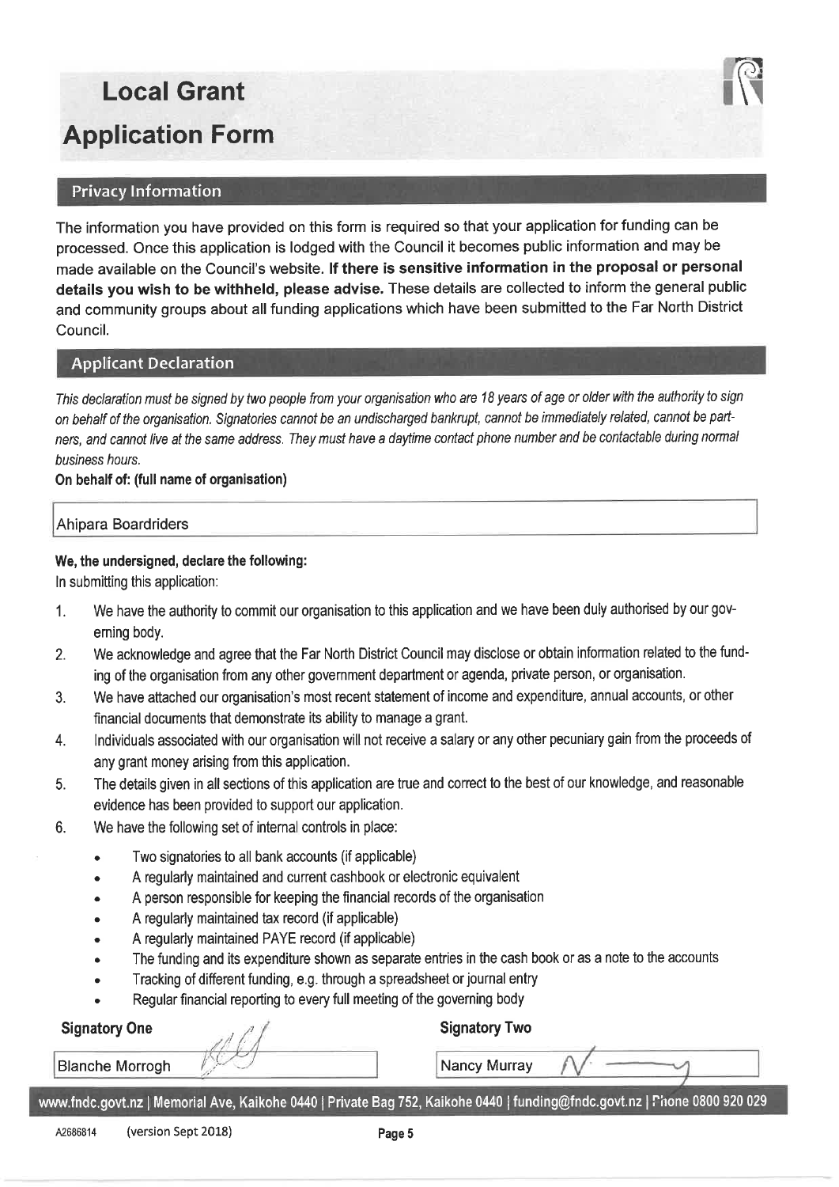# Local Grant

# Application Form

## Privacy Information

The information you have provided on this form is required so that your application for funding can be processed. Once this application is lodged with the Council it becomes public information and may be made available on the Council's website. **If there is sensitive information in the proposal or personal details you wish to be withheld, please advise.** These details are collected to inform the general public and community groups about all funding applications which have been submitted to the Far North District Council.

## Applicant Declaration

*This declaration must be signed by two people from your organisation who are 18 years of age or older with the authority to sign on behalf of the organisation. Signatories cannot be an undischarged bankrupt, cannot be immediately related, cannot be partners, and cannot live at the same address. They must have a daytime contact phone number and be contactable during normal business hours.*

**On behalf of: (full name of organisation)**

Ahipara Boardriders

**We, the undersigned, declare the following:**

In submitting this application:

1. We have the authority to commit our organisation to this application and we have been duly authorised by our governing body.
2. We acknowledge and agree that the Far North District Council may disclose or obtain information related to the funding of the organisation from any other government department or agenda, private person, or organisation.
3. We have attached our organisation's most recent statement of income and expenditure, annual accounts, or other financial documents that demonstrate its ability to manage a grant.
4. Individuals associated with our organisation will not receive a salary or any other pecuniary gain from the proceeds of any grant money arising from this application.
5. The details given in all sections of this application are true and correct to the best of our knowledge, and reasonable evidence has been provided to support our application.
6. We have the following set of internal controls in place:
   - Two signatories to all bank accounts (if applicable)
   - A regularly maintained and current cashbook or electronic equivalent
   - A person responsible for keeping the financial records of the organisation
   - A regularly maintained tax record (if applicable)
   - A regularly maintained PAYE record (if applicable)
   - The funding and its expenditure shown as separate entries in the cash book or as a note to the accounts
   - Tracking of different funding, e.g. through a spreadsheet or journal entry
   - Regular financial reporting to every full meeting of the governing body

| **Signatory One** | **Signatory Two** |
|---|---|
| Blanche Morrogh | Nancy Murray |

www.fndc.govt.nz | Memorial Ave, Kaikohe 0440 | Private Bag 752, Kaikohe 0440 | funding@fndc.govt.nz | Phone 0800 920 029

A2686814 (version Sept 2018)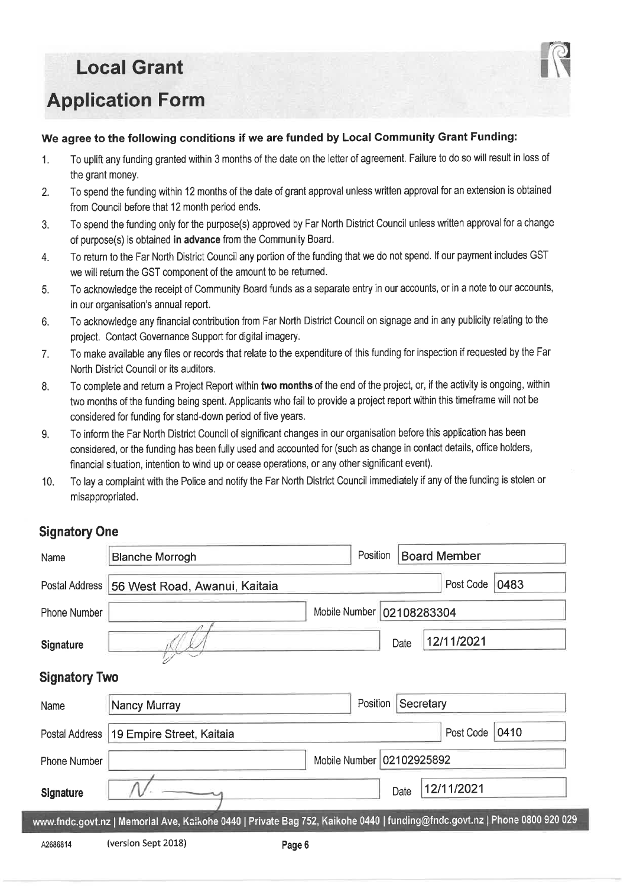# Local Grant

# Application Form

**We agree to the following conditions if we are funded by Local Community Grant Funding:**

1. To uplift any funding granted within 3 months of the date on the letter of agreement. Failure to do so will result in loss of the grant money.
2. To spend the funding within 12 months of the date of grant approval unless written approval for an extension is obtained from Council before that 12 month period ends.
3. To spend the funding only for the purpose(s) approved by Far North District Council unless written approval for a change of purpose(s) is obtained **in advance** from the Community Board.
4. To return to the Far North District Council any portion of the funding that we do not spend. If our payment includes GST we will return the GST component of the amount to be returned.
5. To acknowledge the receipt of Community Board funds as a separate entry in our accounts, or in a note to our accounts, in our organisation's annual report.
6. To acknowledge any financial contribution from Far North District Council on signage and in any publicity relating to the project. Contact Governance Support for digital imagery.
7. To make available any files or records that relate to the expenditure of this funding for inspection if requested by the Far North District Council or its auditors.
8. To complete and return a Project Report within **two months** of the end of the project, or, if the activity is ongoing, within two months of the funding being spent. Applicants who fail to provide a project report within this timeframe will not be considered for funding for stand-down period of five years.
9. To inform the Far North District Council of significant changes in our organisation before this application has been considered, or the funding has been fully used and accounted for (such as change in contact details, office holders, financial situation, intention to wind up or cease operations, or any other significant event).
10. To lay a complaint with the Police and notify the Far North District Council immediately if any of the funding is stolen or misappropriated.

## Signatory One

| | | | |
|---|---|---|---|
| Name | Blanche Morrogh | Position | Board Member |
| Postal Address | 56 West Road, Awanui, Kaitaia | Post Code | 0483 |
| Phone Number | | Mobile Number | 02108283304 |
| **Signature** | [signature] | Date | 12/11/2021 |

## Signatory Two

| | | | |
|---|---|---|---|
| Name | Nancy Murray | Position | Secretary |
| Postal Address | 19 Empire Street, Kaitaia | Post Code | 0410 |
| Phone Number | | Mobile Number | 02102925892 |
| **Signature** | [signature] | Date | 12/11/2021 |

www.fndc.govt.nz | Memorial Ave, Kaikohe 0440 | Private Bag 752, Kaikohe 0440 | funding@fndc.govt.nz | Phone 0800 920 029

A2686814 (version Sept 2018)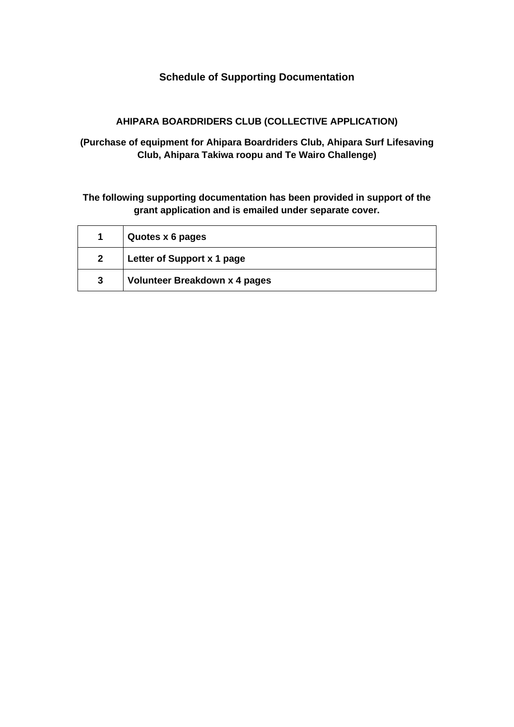# Schedule of Supporting Documentation

## AHIPARA BOARDRIDERS CLUB (COLLECTIVE APPLICATION)

**(Purchase of equipment for Ahipara Boardriders Club, Ahipara Surf Lifesaving Club, Ahipara Takiwa roopu and Te Wairo Challenge)**

**The following supporting documentation has been provided in support of the grant application and is emailed under separate cover.**

| | |
|---|---|
| **1** | **Quotes x 6 pages** |
| **2** | **Letter of Support x 1 page** |
| **3** | **Volunteer Breakdown x 4 pages** |